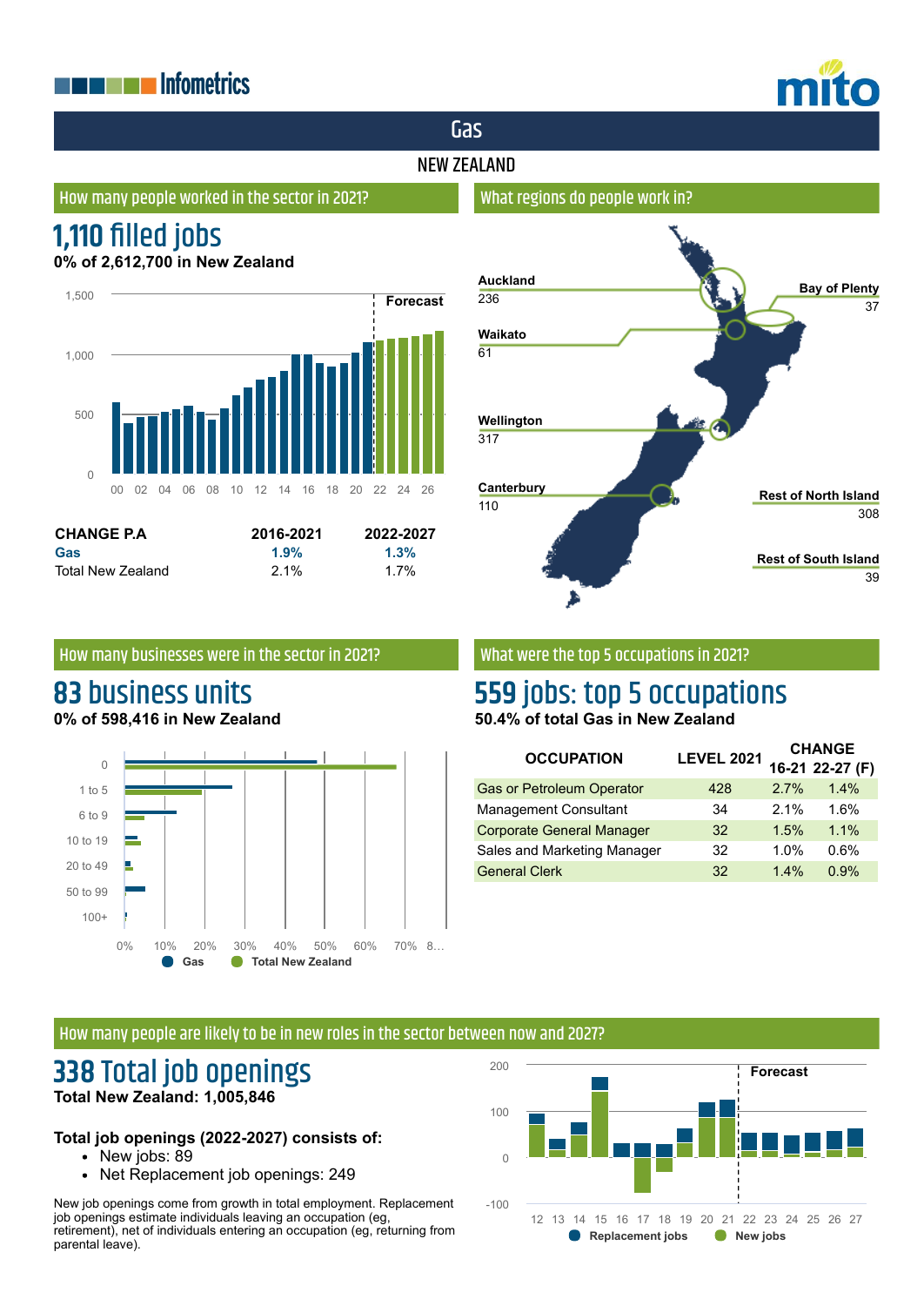Infometrics

mito

# Gas

## NEW ZEALAND

### How many people worked in the sector in 2021?

# 1,110 filled jobs

**0% of 2,612,700 in New Zealand**

| CHANGE P.A | 2016-2021 | 2022-2027 |
|---|---|---|
| Gas | 1.9% | 1.3% |
| Total New Zealand | 2.1% | 1.7% |

### What regions do people work in?

| Region | Jobs |
|---|---|
| Auckland | 236 |
| Bay of Plenty | 37 |
| Waikato | 61 |
| Wellington | 317 |
| Canterbury | 110 |
| Rest of North Island | 308 |
| Rest of South Island | 39 |

### How many businesses were in the sector in 2021?

# 83 business units

**0% of 598,416 in New Zealand**

### What were the top 5 occupations in 2021?

# 559 jobs: top 5 occupations

**50.4% of total Gas in New Zealand**

| OCCUPATION | LEVEL 2021 | CHANGE 16-21 | CHANGE 22-27 (F) |
|---|---|---|---|
| Gas or Petroleum Operator | 428 | 2.7% | 1.4% |
| Management Consultant | 34 | 2.1% | 1.6% |
| Corporate General Manager | 32 | 1.5% | 1.1% |
| Sales and Marketing Manager | 32 | 1.0% | 0.6% |
| General Clerk | 32 | 1.4% | 0.9% |

### How many people are likely to be in new roles in the sector between now and 2027?

# 338 Total job openings

**Total New Zealand: 1,005,846**

**Total job openings (2022-2027) consists of:**

- New jobs: 89
- Net Replacement job openings: 249

New job openings come from growth in total employment. Replacement job openings estimate individuals leaving an occupation (eg, retirement), net of individuals entering an occupation (eg, returning from parental leave).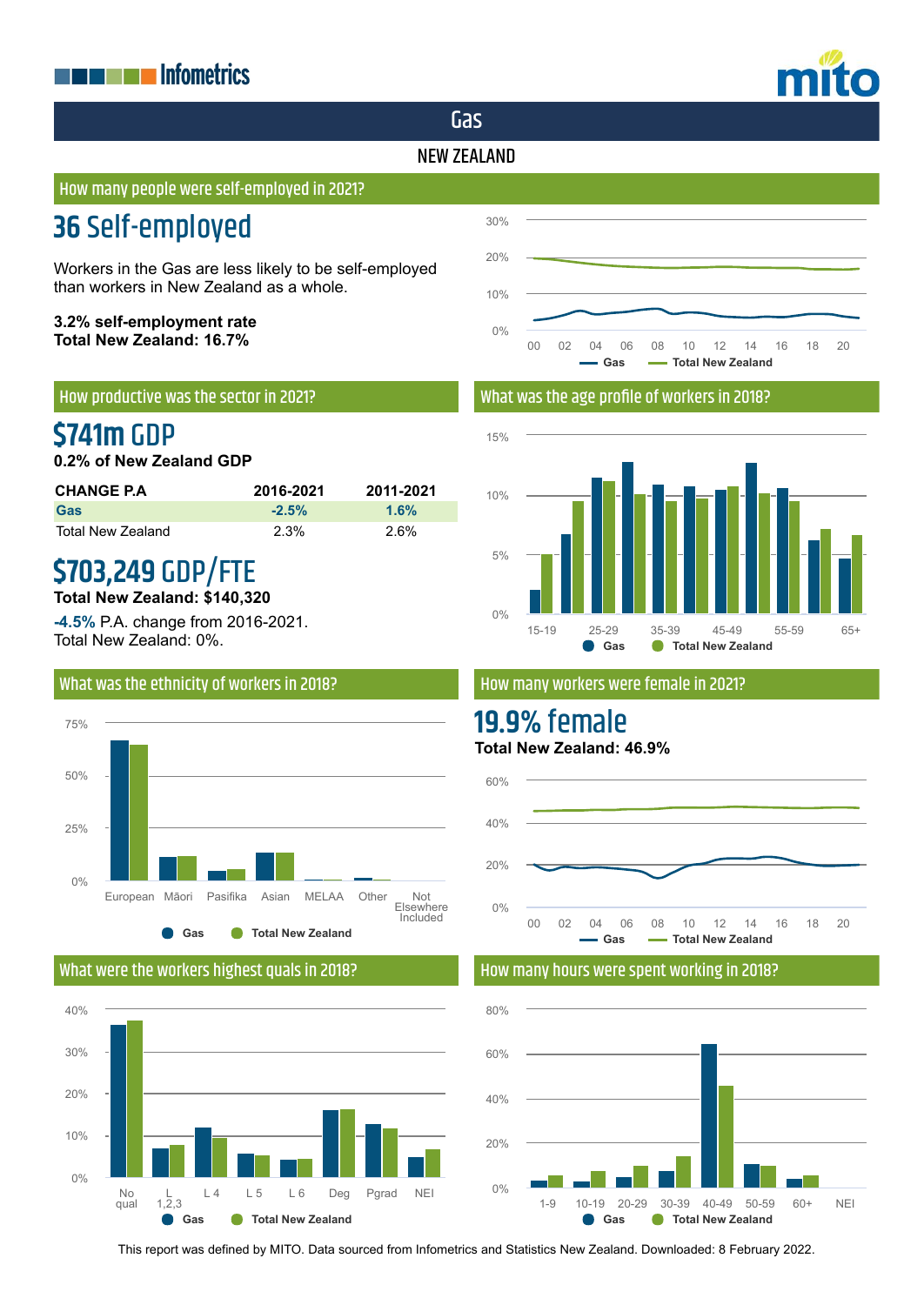# Gas

NEW ZEALAND

## How many people were self-employed in 2021?

# 36 Self-employed

Workers in the Gas are less likely to be self-employed than workers in New Zealand as a whole.

**3.2% self-employment rate**
**Total New Zealand: 16.7%**

30%
20%
10%
0%
00 02 04 06 08 10 12 14 16 18 20
Gas
Total New Zealand

## How productive was the sector in 2021?

# $741m GDP

**0.2% of New Zealand GDP**

| CHANGE P.A | 2016-2021 | 2011-2021 |
|---|---|---|
| **Gas** | **-2.5%** | **1.6%** |
| Total New Zealand | 2.3% | 2.6% |

# $703,249 GDP/FTE

**Total New Zealand: $140,320**

-4.5% P.A. change from 2016-2021.
Total New Zealand: 0%.

## What was the age profile of workers in 2018?

15%
10%
5%
0%
15-19 25-29 35-39 45-49 55-59 65+
Gas
Total New Zealand

## What was the ethnicity of workers in 2018?

75%
50%
25%
0%
European Māori Pasifika Asian MELAA Other Not Elsewhere Included
Gas
Total New Zealand

## How many workers were female in 2021?

# 19.9% female

**Total New Zealand: 46.9%**

60%
40%
20%
0%
00 02 04 06 08 10 12 14 16 18 20
Gas
Total New Zealand

## What were the workers highest quals in 2018?

40%
30%
20%
10%
0%
No qual L 1,2,3 L 4 L 5 L 6 Deg Pgrad NEI
Gas
Total New Zealand

## How many hours were spent working in 2018?

80%
60%
40%
20%
0%
1-9 10-19 20-29 30-39 40-49 50-59 60+ NEI
Gas
Total New Zealand

This report was defined by MITO. Data sourced from Infometrics and Statistics New Zealand. Downloaded: 8 February 2022.